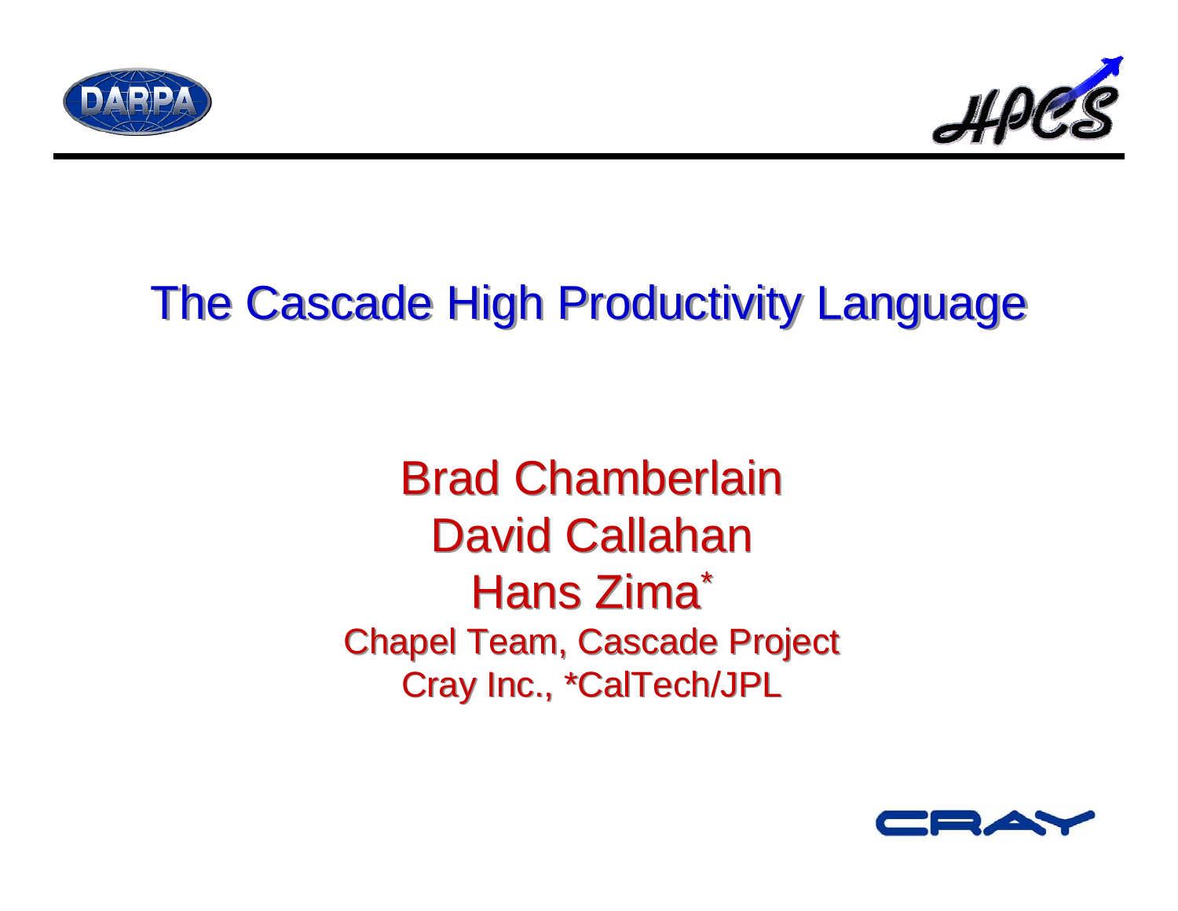# The Cascade High Productivity Language

Brad Chamberlain

David Callahan

Hans Zima*

Chapel Team, Cascade Project

Cray Inc., *CalTech/JPL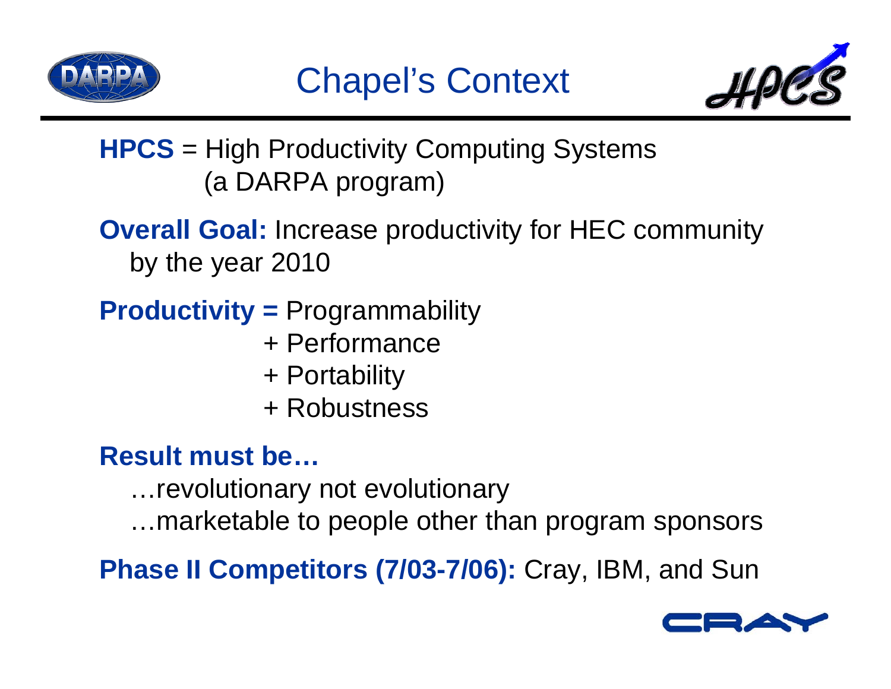# Chapel's Context

**HPCS** = High Productivity Computing Systems
(a DARPA program)

**Overall Goal:** Increase productivity for HEC community by the year 2010

**Productivity =** Programmability
+ Performance
+ Portability
+ Robustness

**Result must be…**

…revolutionary not evolutionary

…marketable to people other than program sponsors

**Phase II Competitors (7/03-7/06):** Cray, IBM, and Sun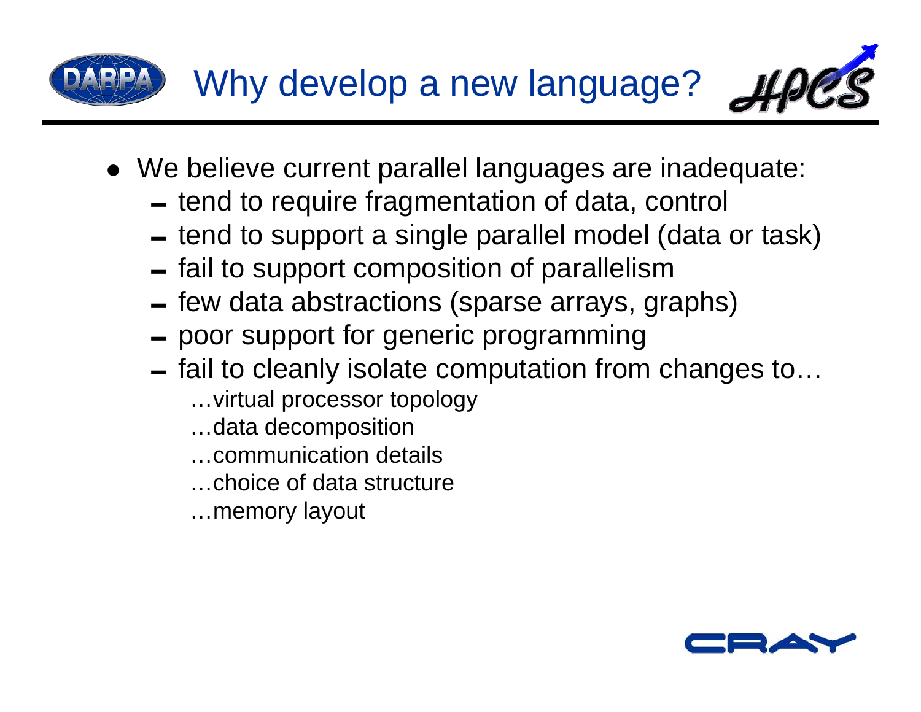# Why develop a new language?

- We believe current parallel languages are inadequate:
  - tend to require fragmentation of data, control
  - tend to support a single parallel model (data or task)
  - fail to support composition of parallelism
  - few data abstractions (sparse arrays, graphs)
  - poor support for generic programming
  - fail to cleanly isolate computation from changes to…
    - …virtual processor topology
    - …data decomposition
    - …communication details
    - …choice of data structure
    - …memory layout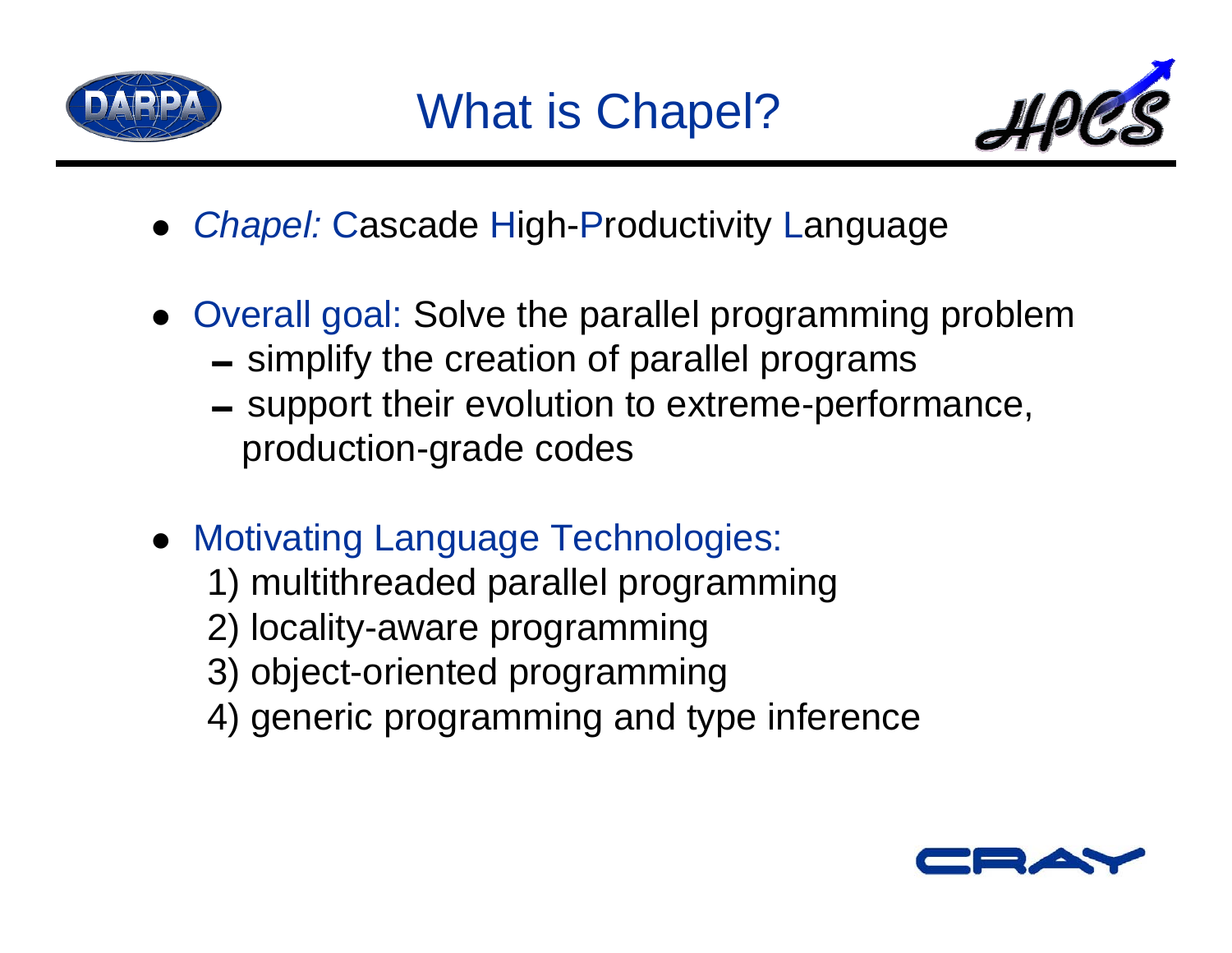# What is Chapel?

- *Chapel:* Cascade High-Productivity Language

- Overall goal: Solve the parallel programming problem
  - simplify the creation of parallel programs
  - support their evolution to extreme-performance, production-grade codes

- Motivating Language Technologies:
  1) multithreaded parallel programming
  2) locality-aware programming
  3) object-oriented programming
  4) generic programming and type inference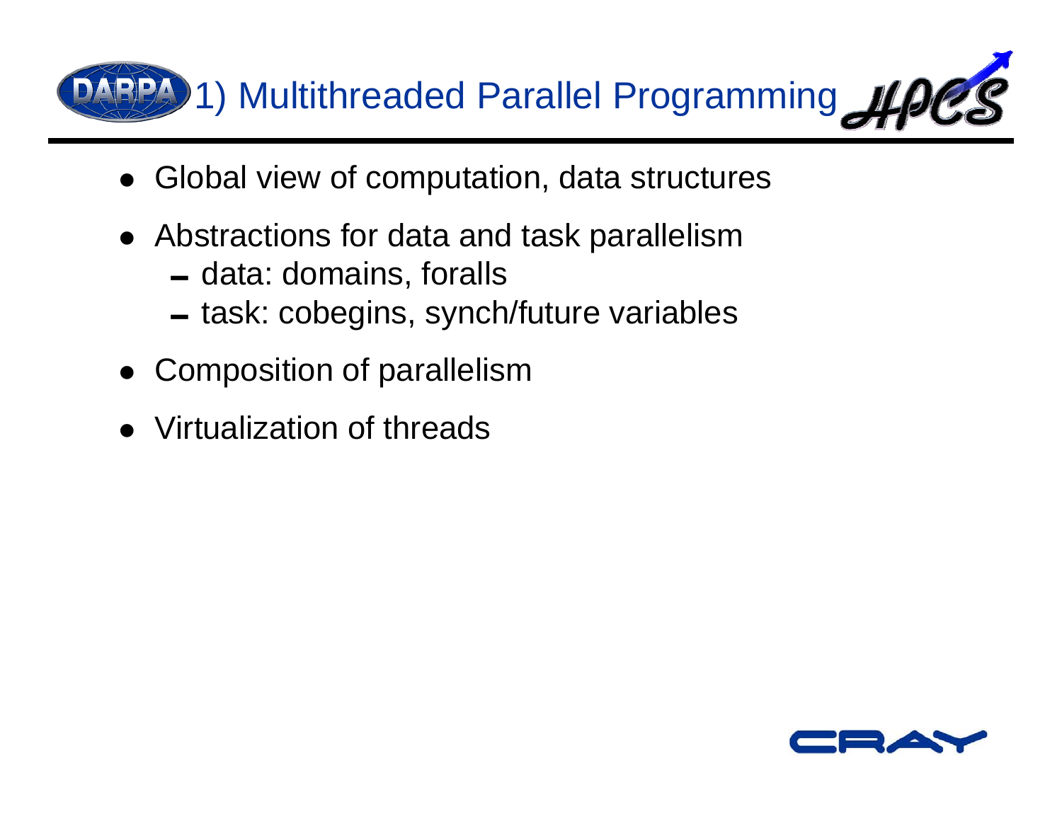# 1) Multithreaded Parallel Programming

- Global view of computation, data structures
- Abstractions for data and task parallelism
  - data: domains, foralls
  - task: cobegins, synch/future variables
- Composition of parallelism
- Virtualization of threads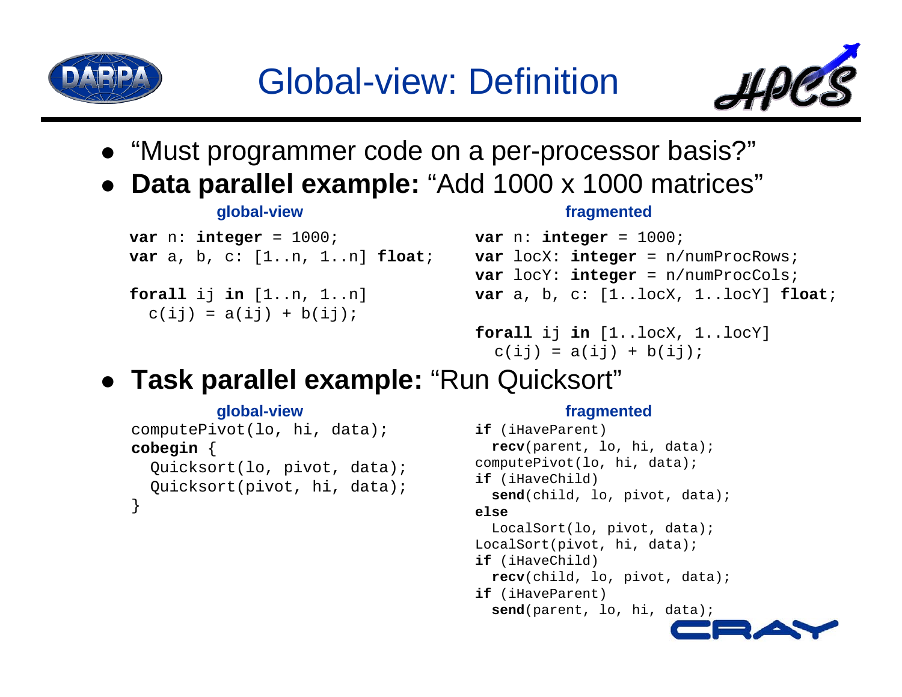# Global-view: Definition

- "Must programmer code on a per-processor basis?"
- **Data parallel example:** "Add 1000 x 1000 matrices"

**global-view**

```
var n: integer = 1000;
var a, b, c: [1..n, 1..n] float;

forall ij in [1..n, 1..n]
  c(ij) = a(ij) + b(ij);
```

**fragmented**

```
var n: integer = 1000;
var locX: integer = n/numProcRows;
var locY: integer = n/numProcCols;
var a, b, c: [1..locX, 1..locY] float;

forall ij in [1..locX, 1..locY]
  c(ij) = a(ij) + b(ij);
```

- **Task parallel example:** "Run Quicksort"

**global-view**

```
computePivot(lo, hi, data);
cobegin {
  Quicksort(lo, pivot, data);
  Quicksort(pivot, hi, data);
}
```

**fragmented**

```
if (iHaveParent)
  recv(parent, lo, hi, data);
computePivot(lo, hi, data);
if (iHaveChild)
  send(child, lo, pivot, data);
else
  LocalSort(lo, pivot, data);
LocalSort(pivot, hi, data);
if (iHaveChild)
  recv(child, lo, pivot, data);
if (iHaveParent)
  send(parent, lo, hi, data);
```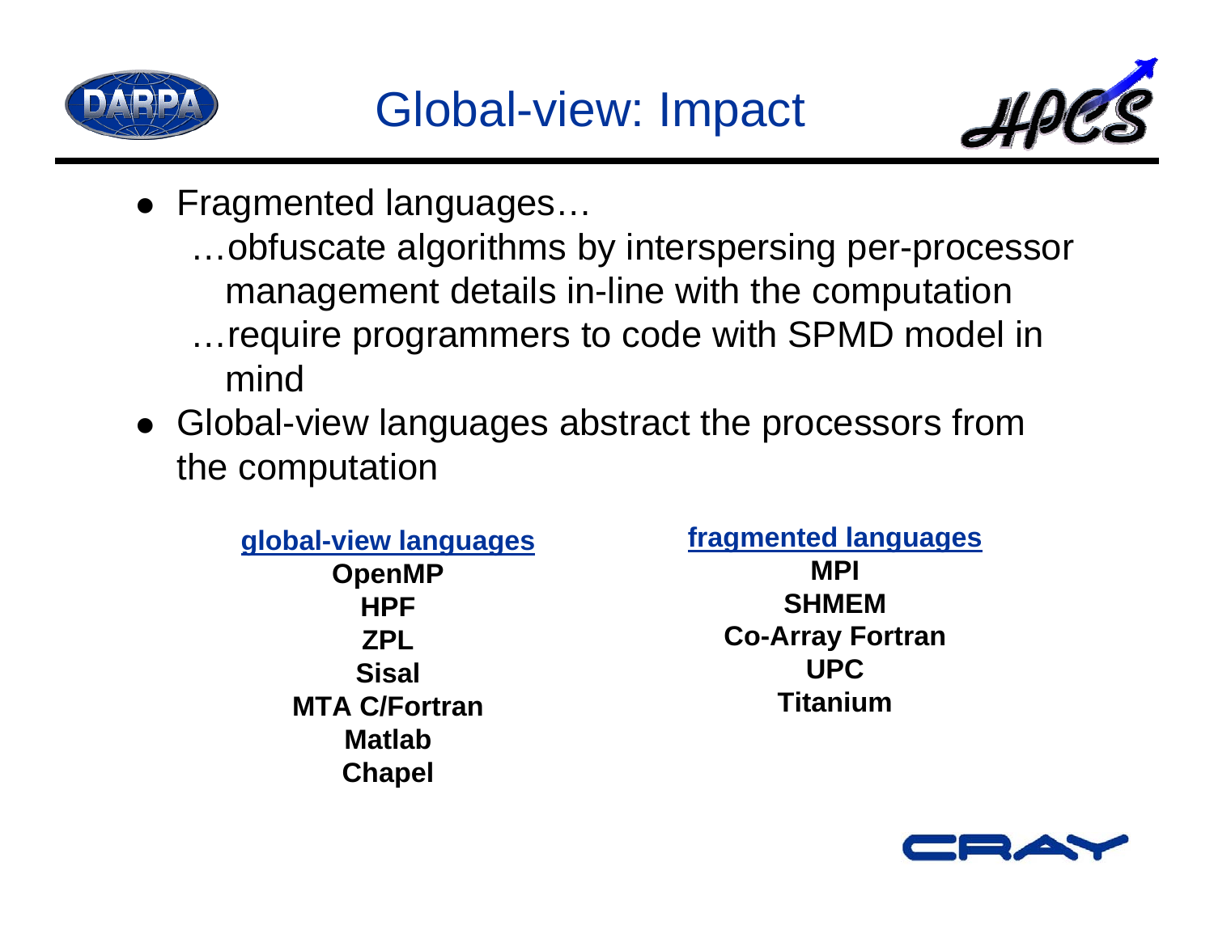# Global-view: Impact

- Fragmented languages…
  …obfuscate algorithms by interspersing per-processor management details in-line with the computation
  …require programmers to code with SPMD model in mind
- Global-view languages abstract the processors from the computation

| global-view languages | fragmented languages |
|---|---|
| OpenMP | MPI |
| HPF | SHMEM |
| ZPL | Co-Array Fortran |
| Sisal | UPC |
| MTA C/Fortran | Titanium |
| Matlab | |
| Chapel | |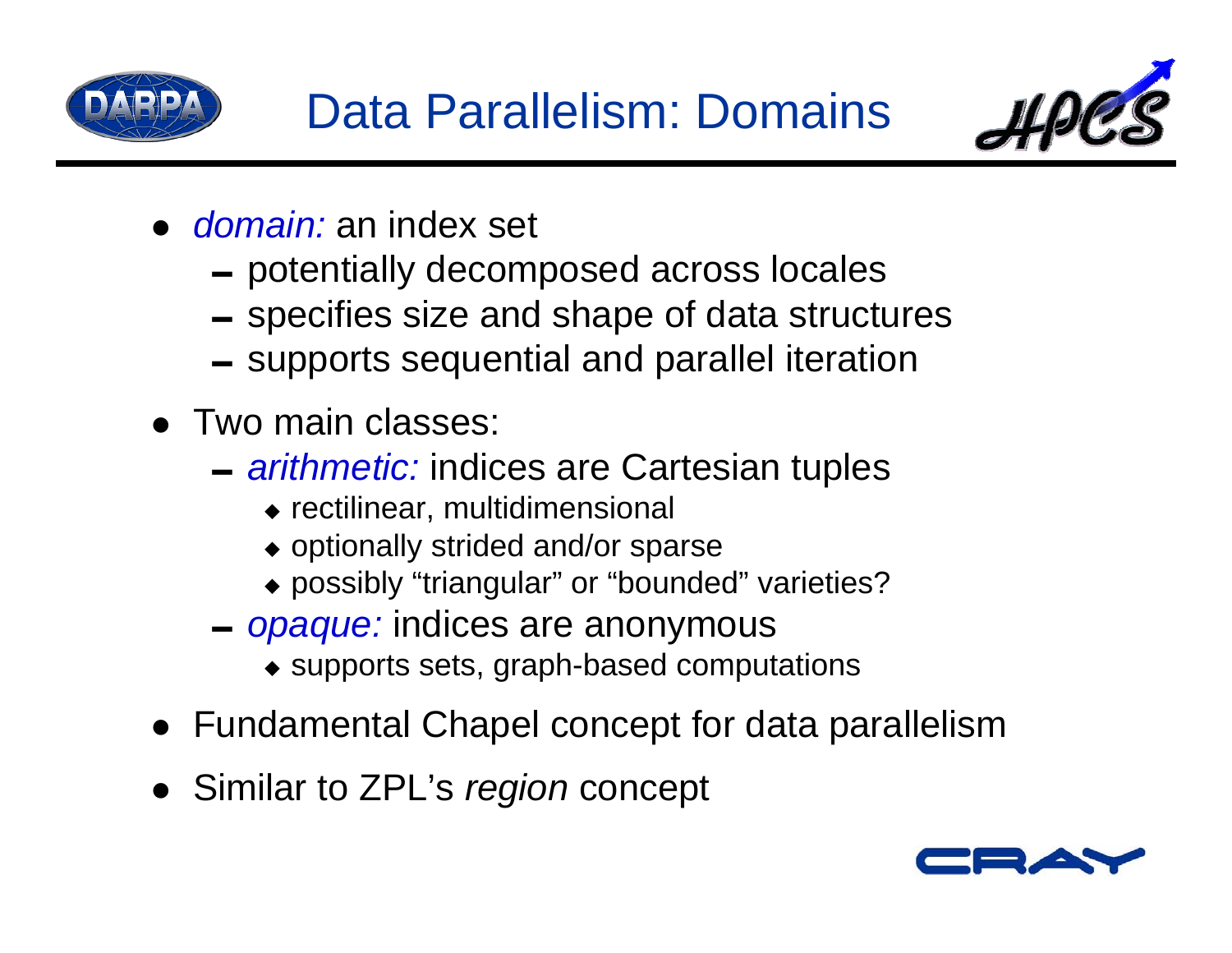# Data Parallelism: Domains

- *domain:* an index set
  - potentially decomposed across locales
  - specifies size and shape of data structures
  - supports sequential and parallel iteration
- Two main classes:
  - *arithmetic:* indices are Cartesian tuples
    - rectilinear, multidimensional
    - optionally strided and/or sparse
    - possibly “triangular” or “bounded” varieties?
  - *opaque:* indices are anonymous
    - supports sets, graph-based computations
- Fundamental Chapel concept for data parallelism
- Similar to ZPL’s *region* concept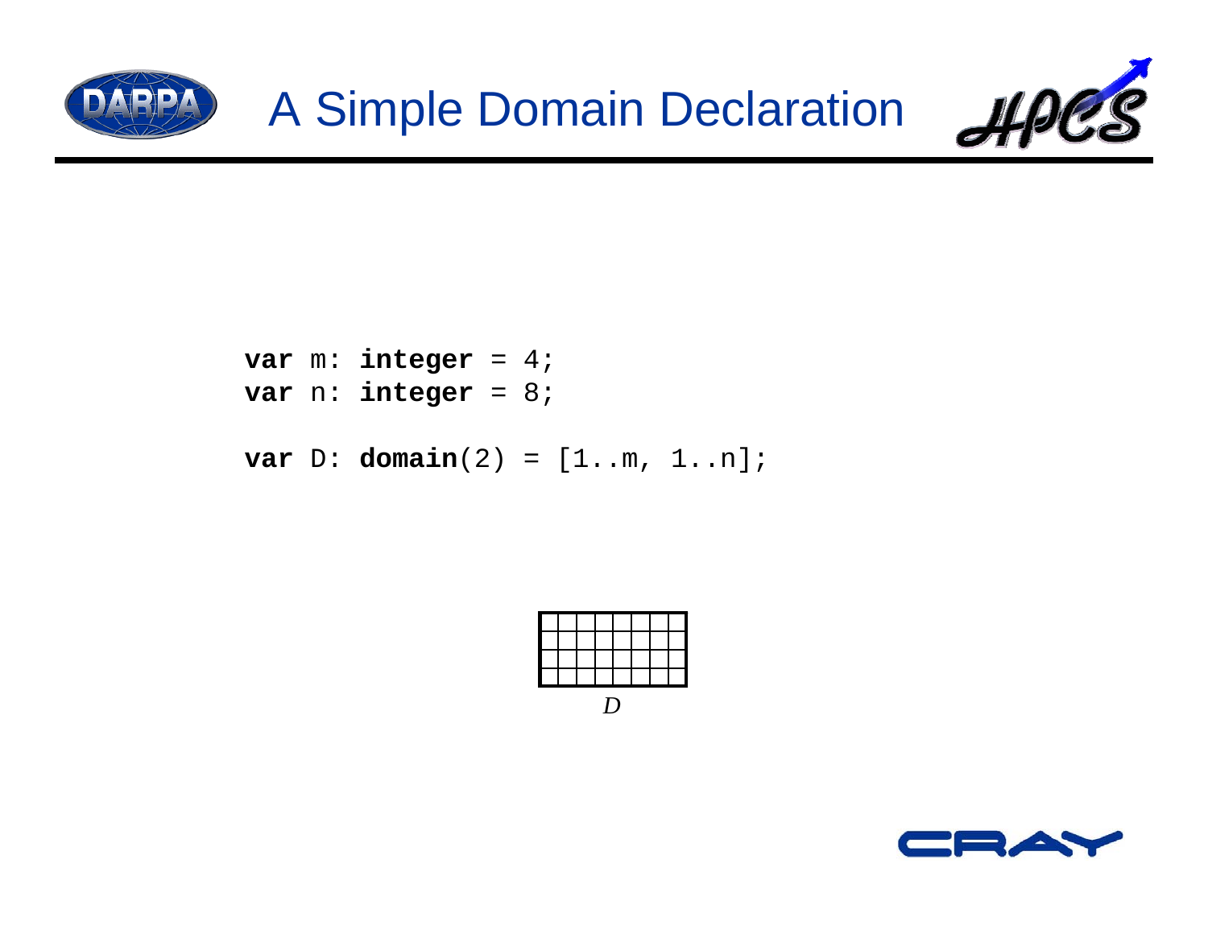# A Simple Domain Declaration

```
var m: integer = 4;
var n: integer = 8;

var D: domain(2) = [1..m, 1..n];
```

*D*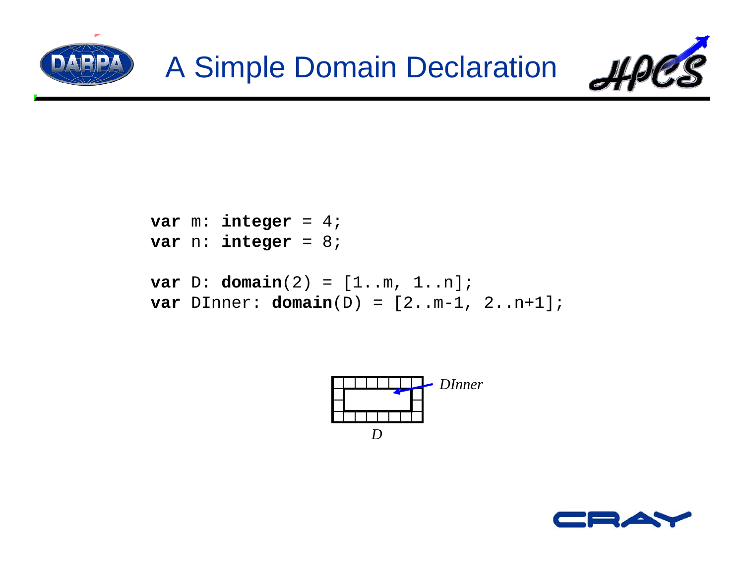# A Simple Domain Declaration

```
var m: integer = 4;
var n: integer = 8;

var D: domain(2) = [1..m, 1..n];
var DInner: domain(D) = [2..m-1, 2..n+1];
```

*DInner*

*D*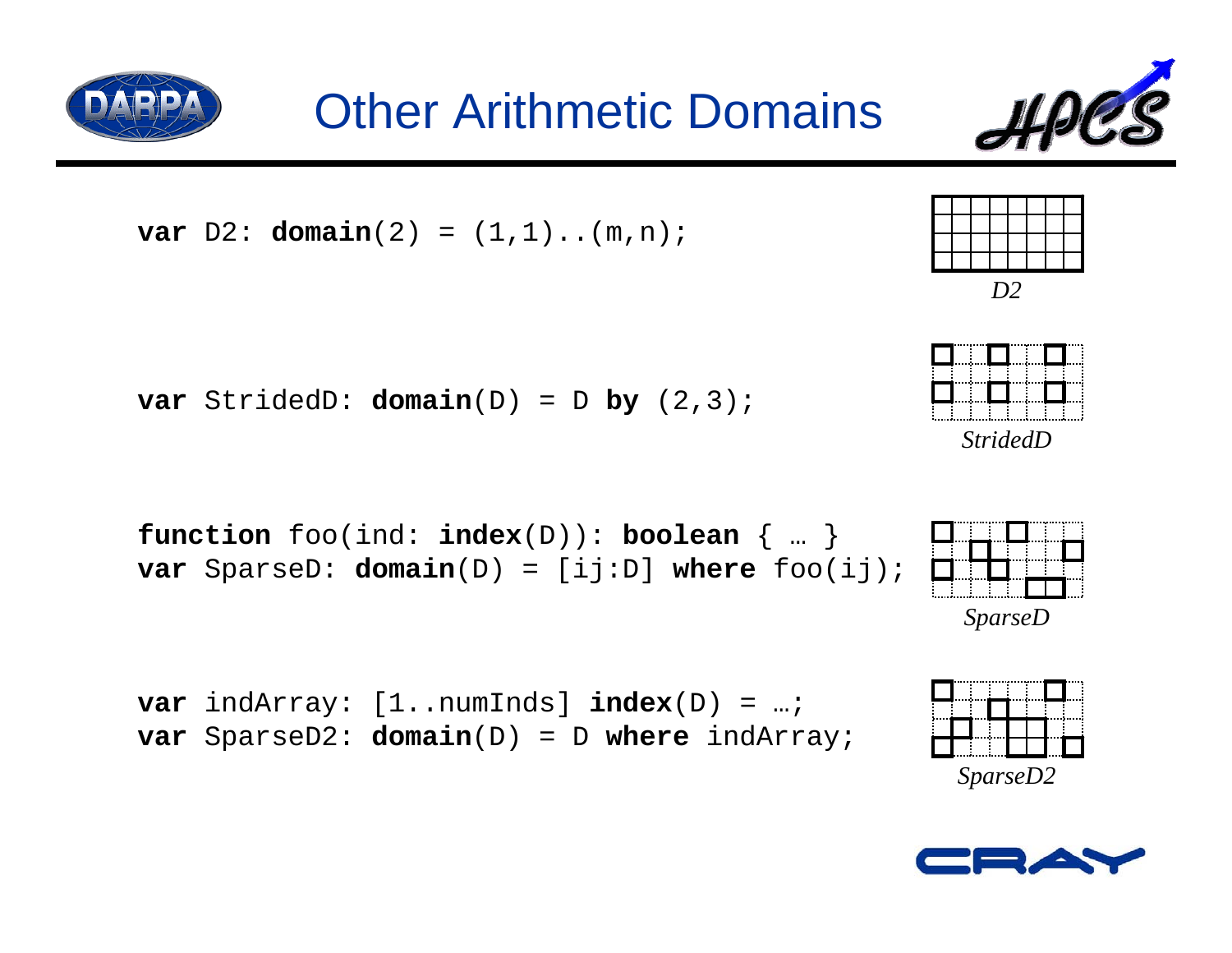# Other Arithmetic Domains

```
var D2: domain(2) = (1,1)..(m,n);
```

*D2*

```
var StridedD: domain(D) = D by (2,3);
```

*StridedD*

```
function foo(ind: index(D)): boolean { … }
var SparseD: domain(D) = [ij:D] where foo(ij);
```

*SparseD*

```
var indArray: [1..numInds] index(D) = …;
var SparseD2: domain(D) = D where indArray;
```

*SparseD2*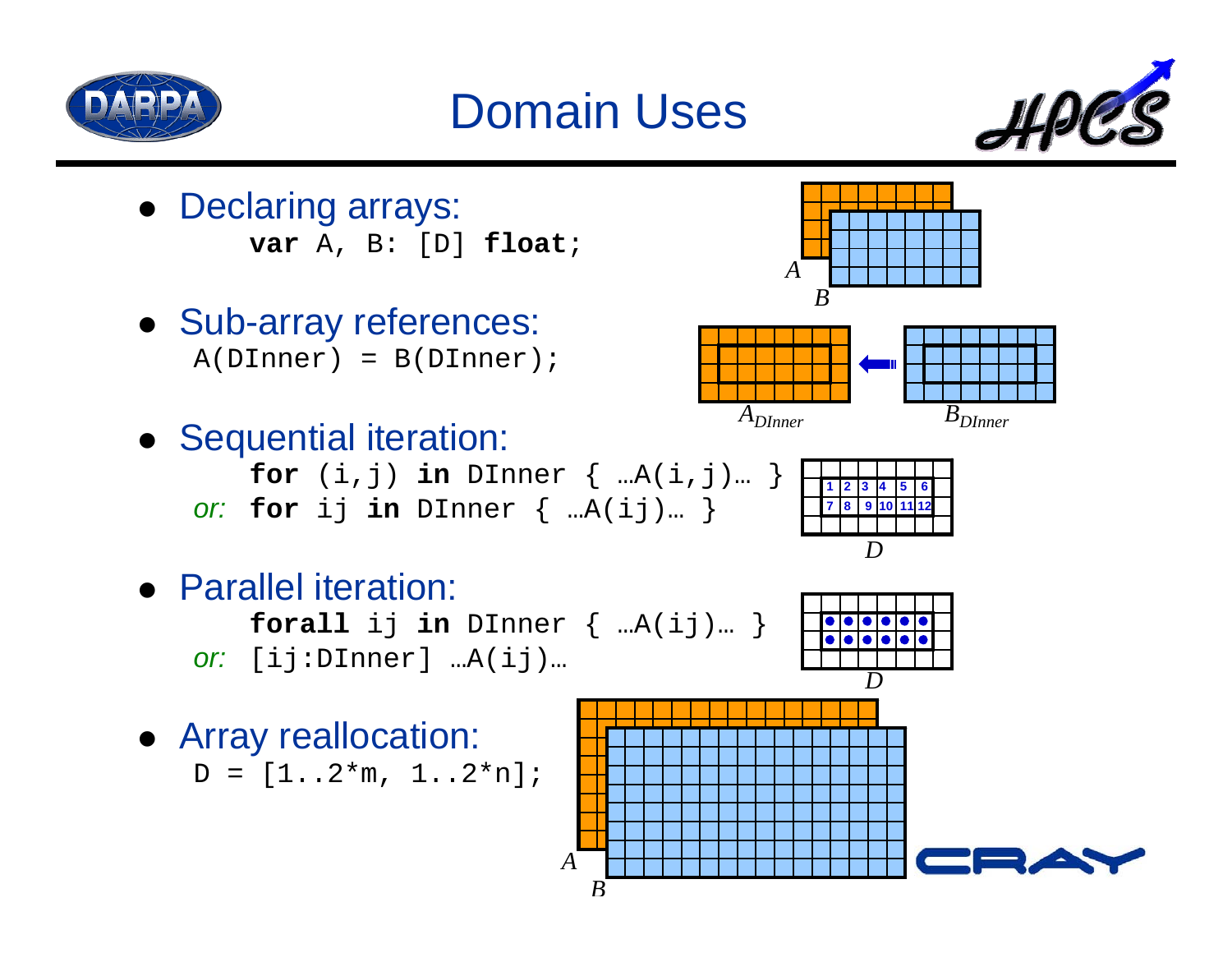# Domain Uses

- Declaring arrays:

```
var A, B: [D] float;
```

A

B

- Sub-array references:

```
A(DInner) = B(DInner);
```

$A_{DInner}$ $B_{DInner}$

- Sequential iteration:

```
for (i,j) in DInner { …A(i,j)… }
```

*or:*

```
for ij in DInner { …A(ij)… }
```

1 2 3 4 5 6
7 8 9 10 11 12
D

- Parallel iteration:

```
forall ij in DInner { …A(ij)… }
```

*or:*

```
[ij:DInner] …A(ij)…
```

D

- Array reallocation:

```
D = [1..2*m, 1..2*n];
```

A

B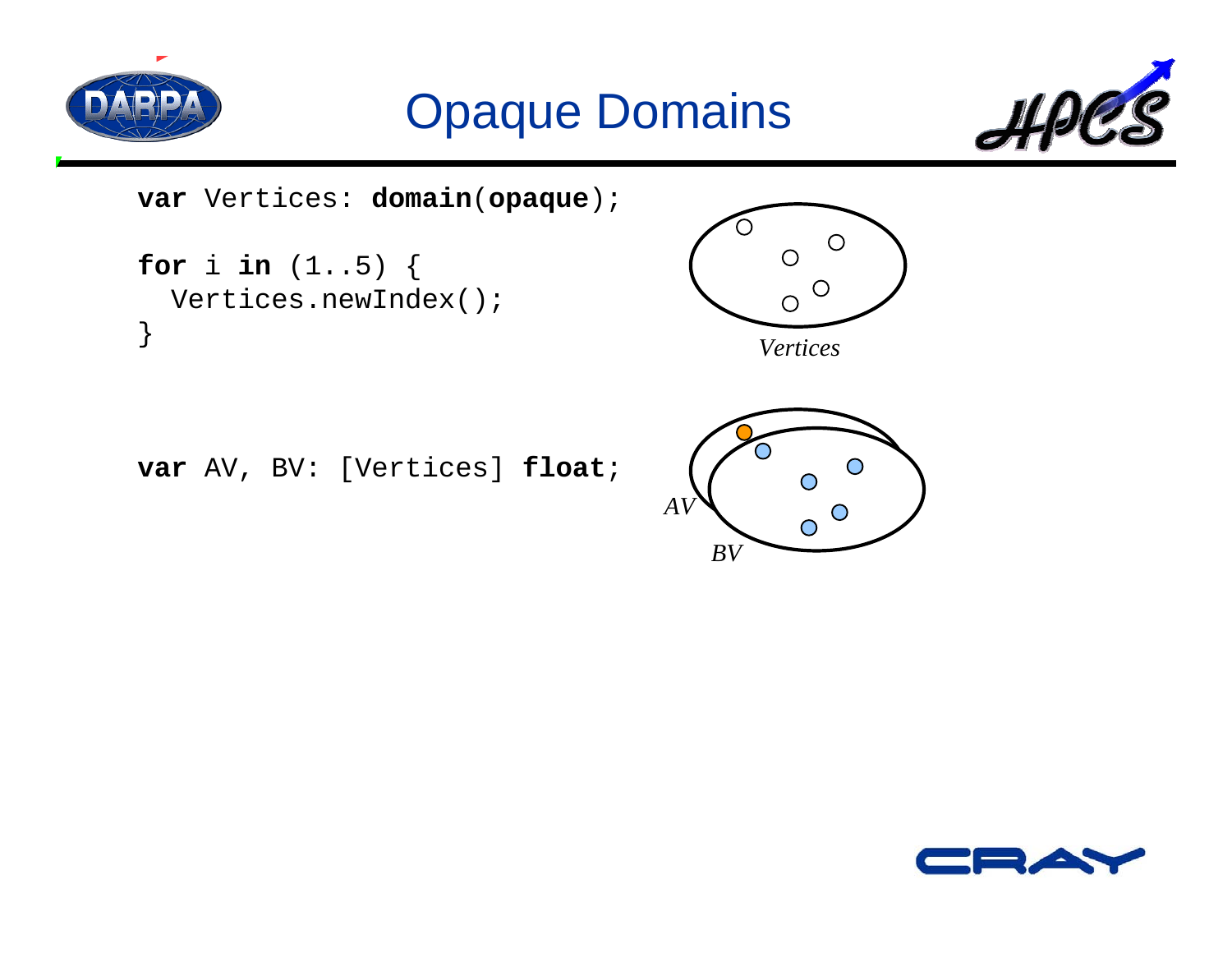# Opaque Domains

```
var Vertices: domain(opaque);

for i in (1..5) {
  Vertices.newIndex();
}
```

Vertices

```
var AV, BV: [Vertices] float;
```

AV

BV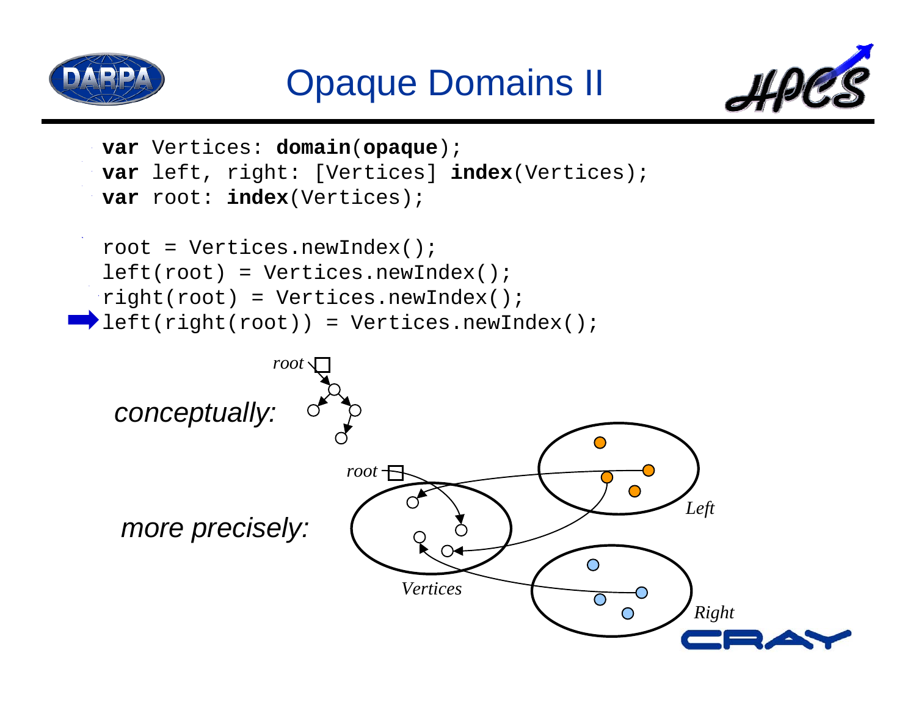# Opaque Domains II

```
var Vertices: domain(opaque);
var left, right: [Vertices] index(Vertices);
var root: index(Vertices);

root = Vertices.newIndex();
left(root) = Vertices.newIndex();
right(root) = Vertices.newIndex();
left(right(root)) = Vertices.newIndex();
```

*conceptually:*

root

*more precisely:*

root

Vertices

Left

Right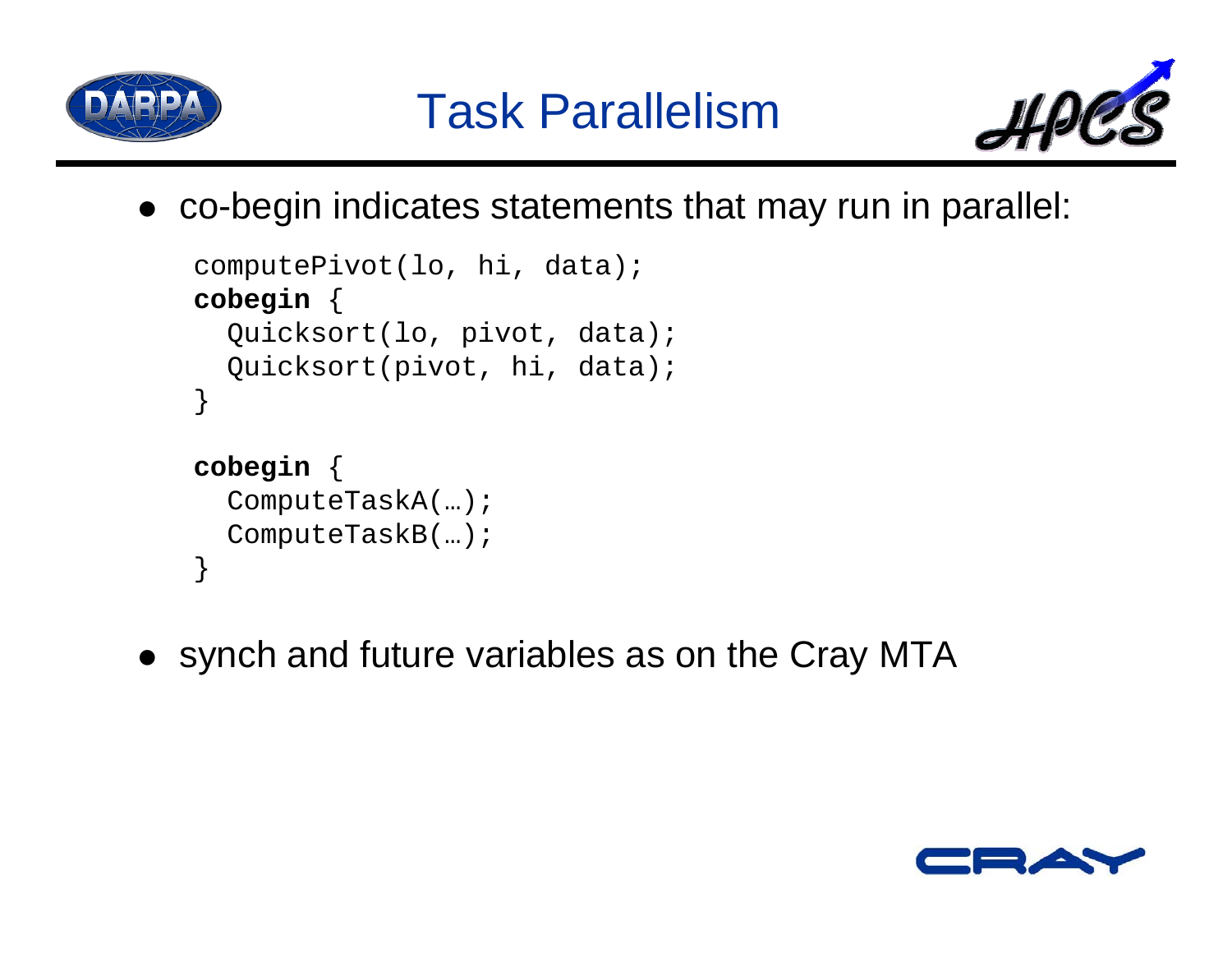# Task Parallelism

- co-begin indicates statements that may run in parallel:

```
computePivot(lo, hi, data);
cobegin {
  Quicksort(lo, pivot, data);
  Quicksort(pivot, hi, data);
}

cobegin {
  ComputeTaskA(…);
  ComputeTaskB(…);
}
```

- synch and future variables as on the Cray MTA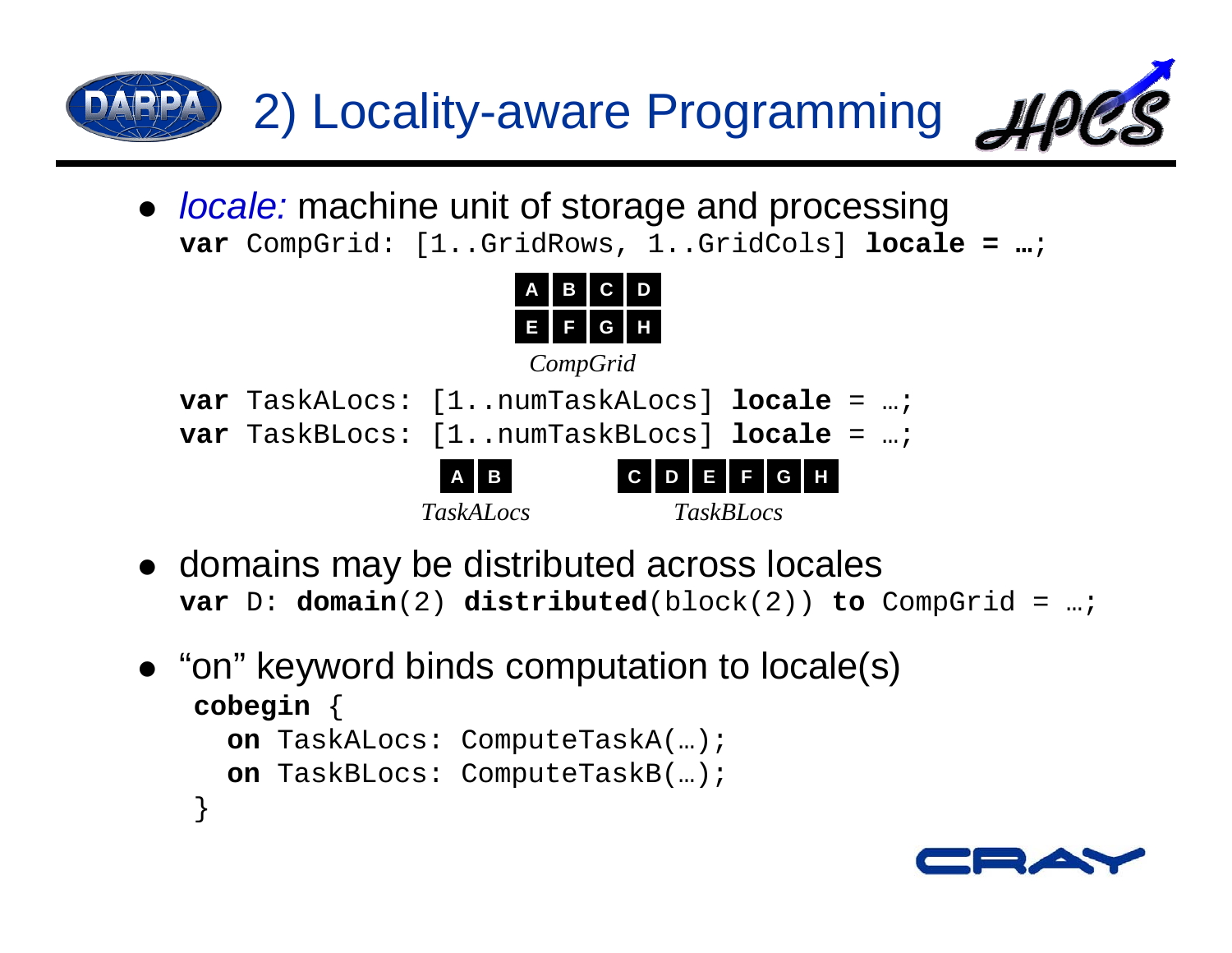# 2) Locality-aware Programming

- *locale:* machine unit of storage and processing

```
var CompGrid: [1..GridRows, 1..GridCols] locale = …;
```

| | | | |
|---|---|---|---|
| A | B | C | D |
| E | F | G | H |

*CompGrid*

```
var TaskALocs: [1..numTaskALocs] locale = …;
var TaskBLocs: [1..numTaskBLocs] locale = …;
```

| | |
|---|---|
| A | B |

*TaskALocs*

| | | | | | |
|---|---|---|---|---|---|
| C | D | E | F | G | H |

*TaskBLocs*

- domains may be distributed across locales

```
var D: domain(2) distributed(block(2)) to CompGrid = …;
```

- "on" keyword binds computation to locale(s)

```
cobegin {
  on TaskALocs: ComputeTaskA(…);
  on TaskBLocs: ComputeTaskB(…);
}
```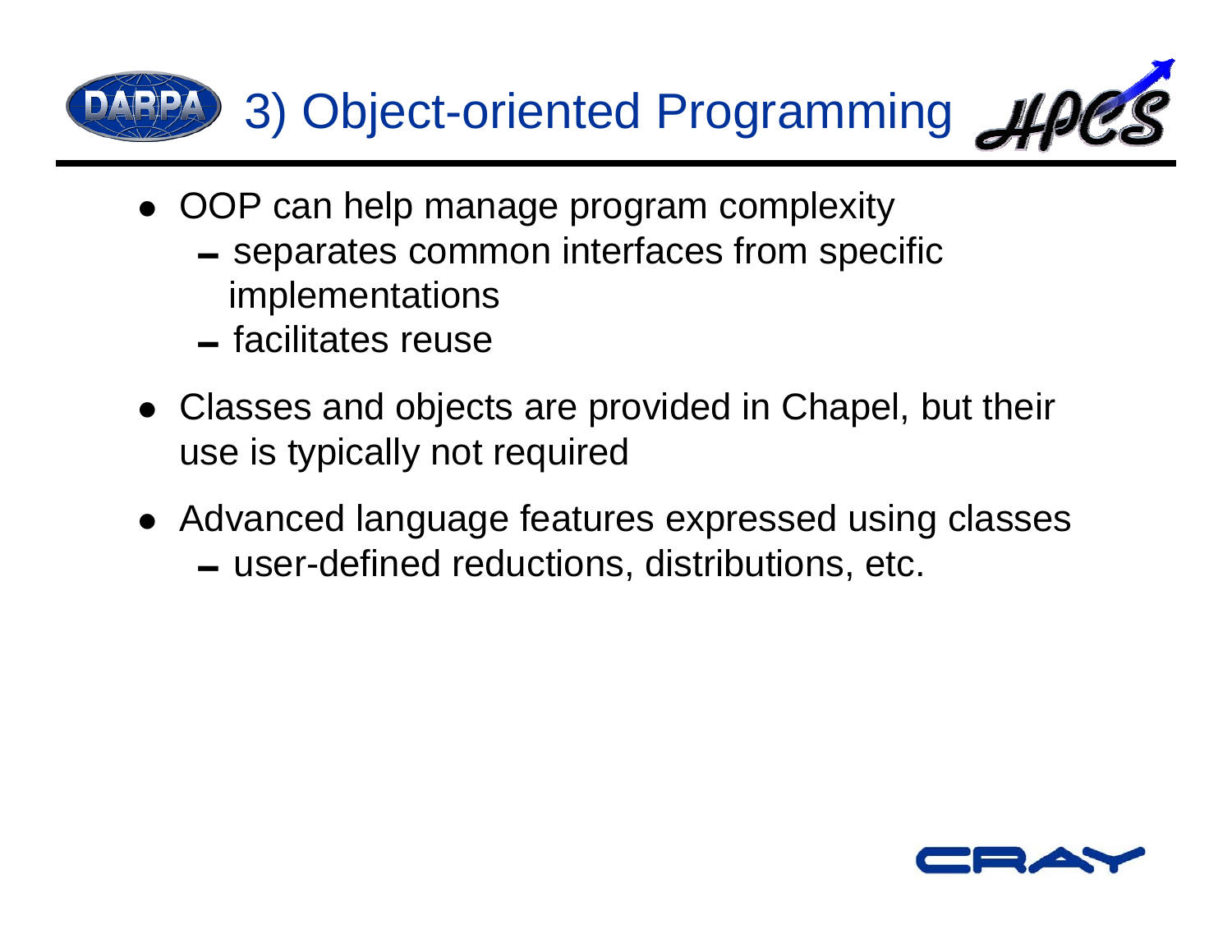# 3) Object-oriented Programming

- OOP can help manage program complexity
  - separates common interfaces from specific implementations
  - facilitates reuse
- Classes and objects are provided in Chapel, but their use is typically not required
- Advanced language features expressed using classes
  - user-defined reductions, distributions, etc.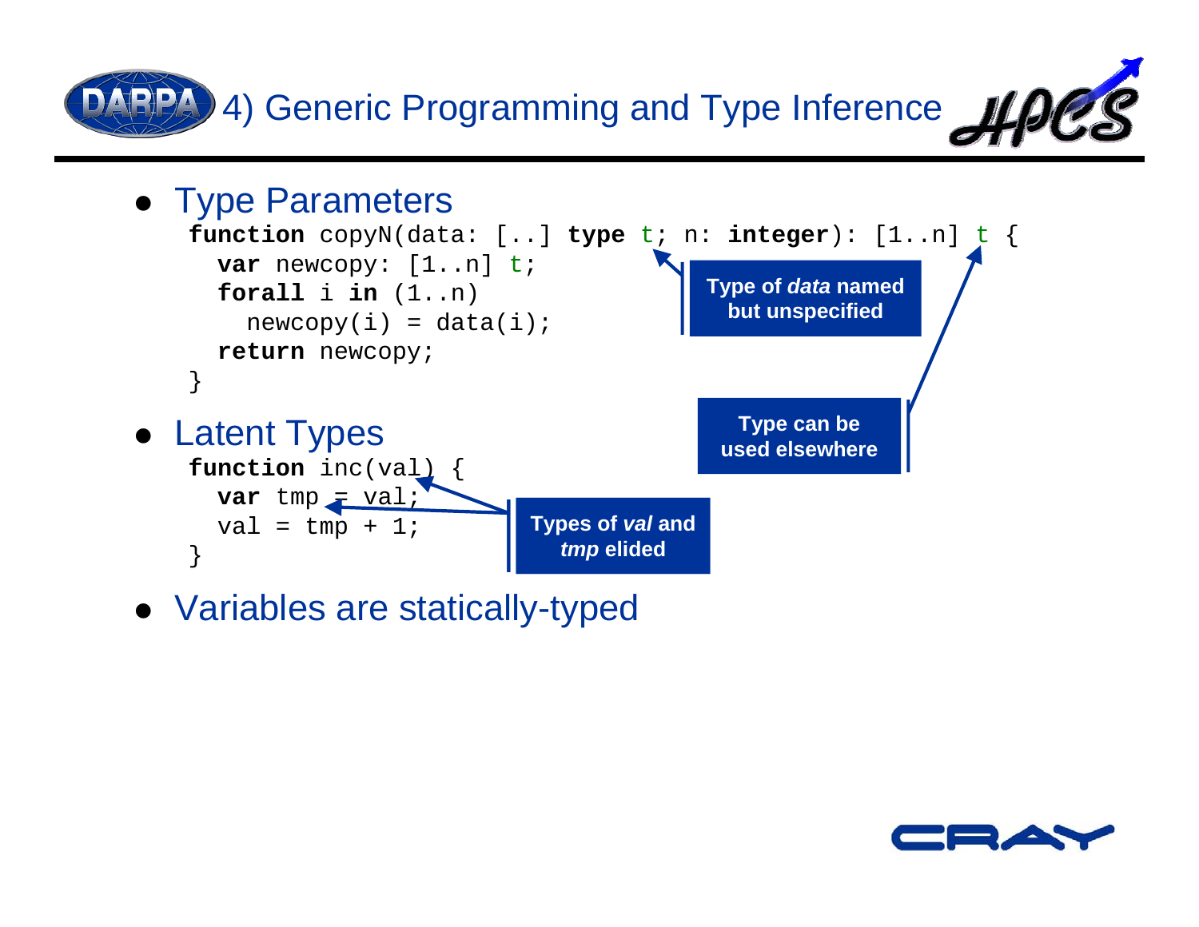# 4) Generic Programming and Type Inference

- Type Parameters

```
function copyN(data: [..] type t; n: integer): [1..n] t {
  var newcopy: [1..n] t;
  forall i in (1..n)
    newcopy(i) = data(i);
  return newcopy;
}
```

**Type of *data* named but unspecified**

**Type can be used elsewhere**

- Latent Types

```
function inc(val) {
  var tmp = val;
  val = tmp + 1;
}
```

**Types of *val* and *tmp* elided**

- Variables are statically-typed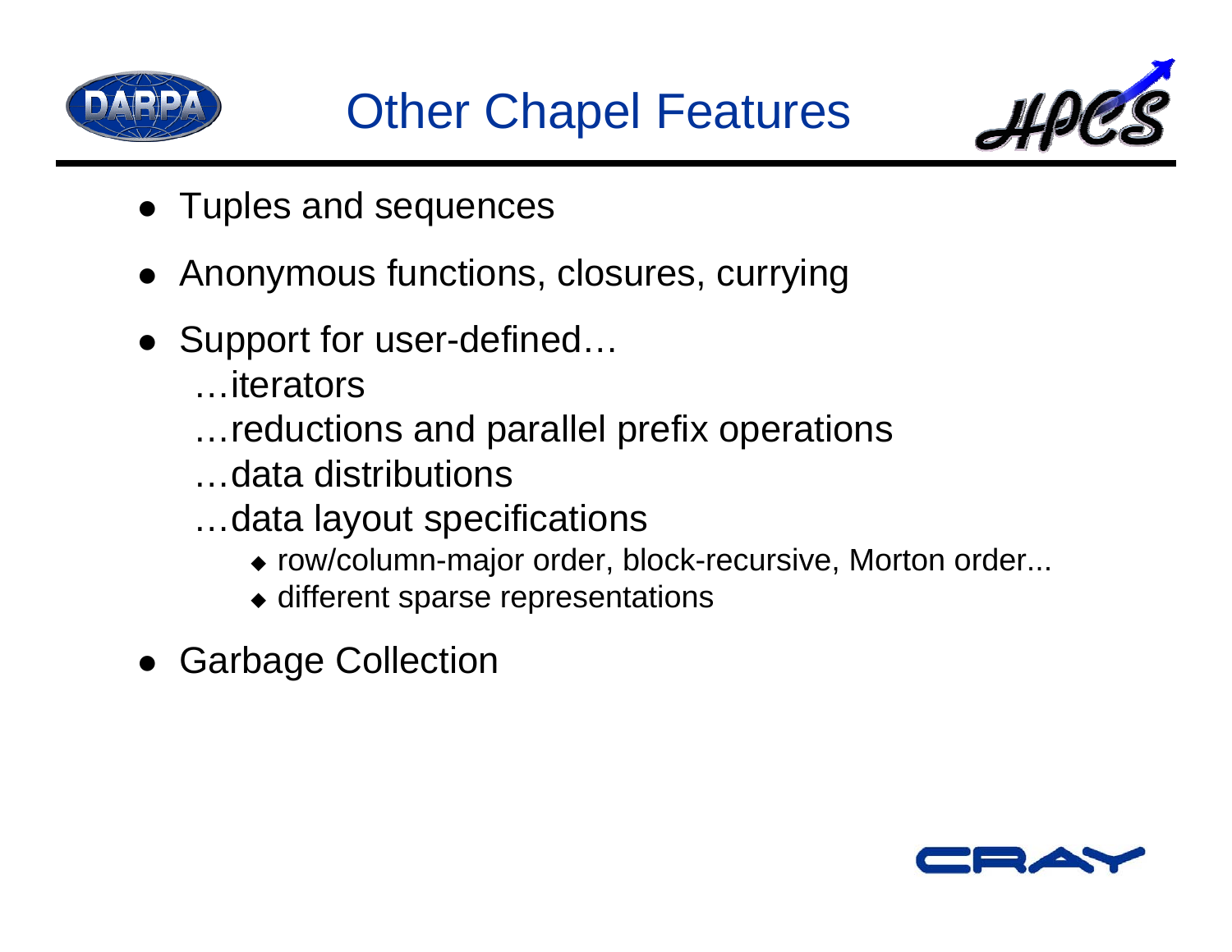# Other Chapel Features

- Tuples and sequences
- Anonymous functions, closures, currying
- Support for user-defined…
  - …iterators
  - …reductions and parallel prefix operations
  - …data distributions
  - …data layout specifications
    - row/column-major order, block-recursive, Morton order...
    - different sparse representations
- Garbage Collection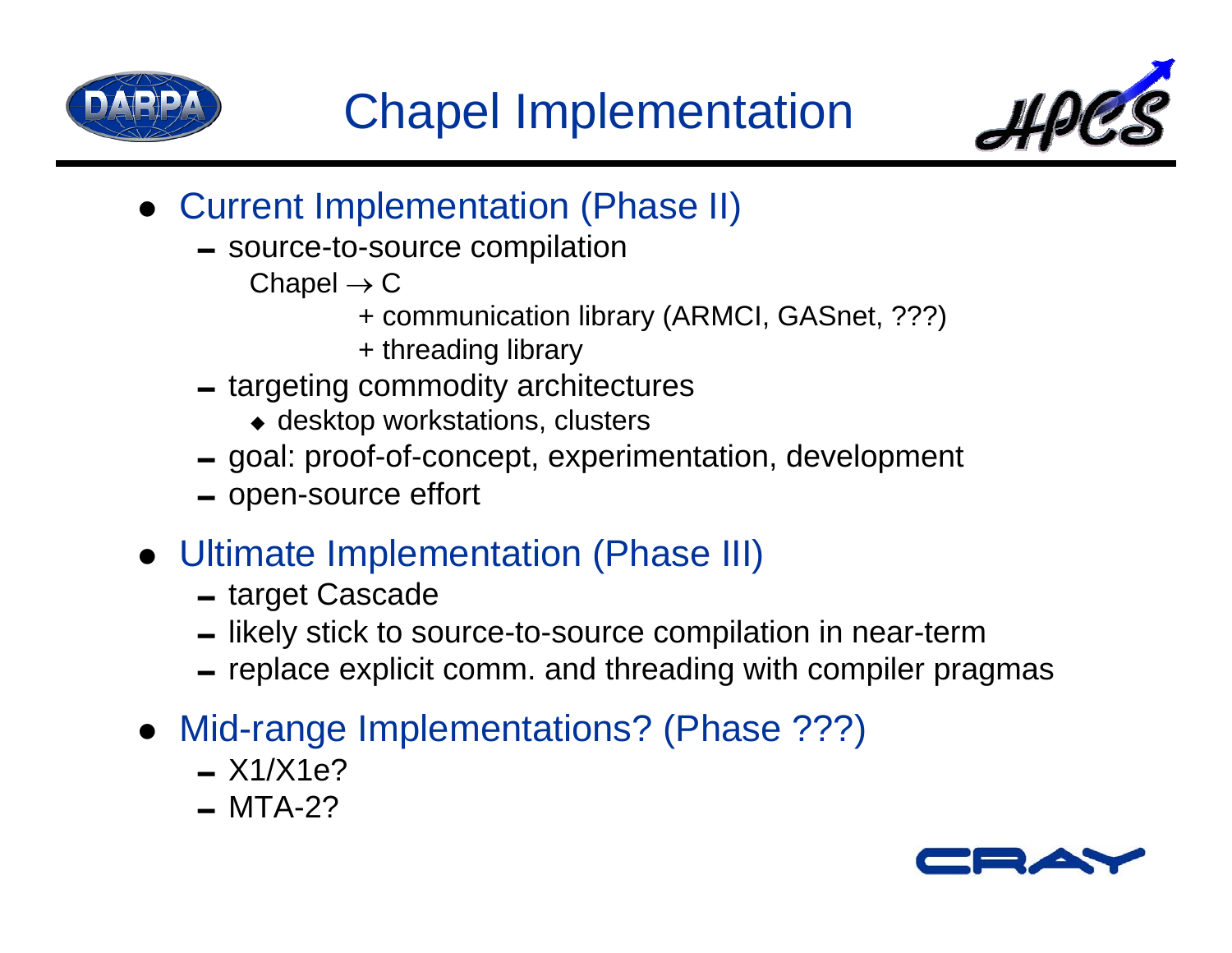# Chapel Implementation

- Current Implementation (Phase II)
  - source-to-source compilation

    Chapel → C

    + communication library (ARMCI, GASnet, ???)

    + threading library
  - targeting commodity architectures
    - desktop workstations, clusters
  - goal: proof-of-concept, experimentation, development
  - open-source effort
- Ultimate Implementation (Phase III)
  - target Cascade
  - likely stick to source-to-source compilation in near-term
  - replace explicit comm. and threading with compiler pragmas
- Mid-range Implementations? (Phase ???)
  - X1/X1e?
  - MTA-2?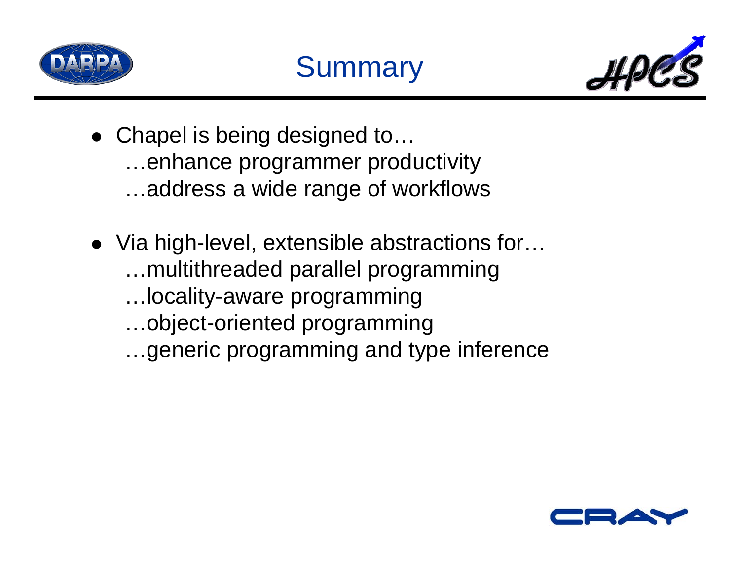# Summary

- Chapel is being designed to…
  …enhance programmer productivity
  …address a wide range of workflows

- Via high-level, extensible abstractions for…
  …multithreaded parallel programming
  …locality-aware programming
  …object-oriented programming
  …generic programming and type inference